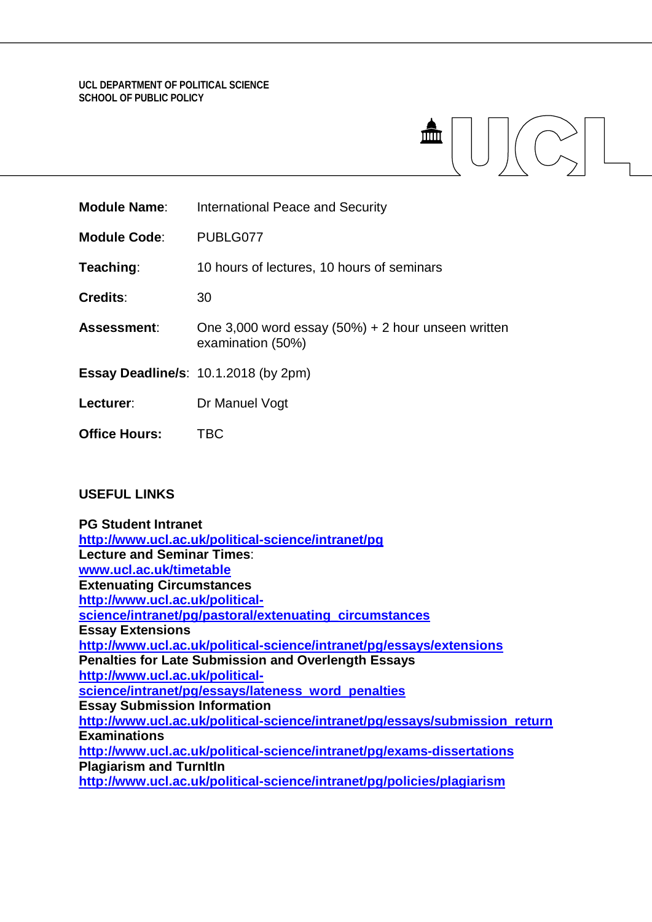UCL DEPARTMENT OF POLITICAL SCIENCE
SCHOOL OF PUBLIC POLICY

| | |
|---|---|
| **Module Name**: | International Peace and Security |
| **Module Code**: | PUBLG077 |
| **Teaching**: | 10 hours of lectures, 10 hours of seminars |
| **Credits**: | 30 |
| **Assessment**: | One 3,000 word essay (50%) + 2 hour unseen written examination (50%) |
| **Essay Deadline/s**: | 10.1.2018 (by 2pm) |
| **Lecturer**: | Dr Manuel Vogt |
| **Office Hours:** | TBC |

## USEFUL LINKS

**PG Student Intranet**
**http://www.ucl.ac.uk/political-science/intranet/pg**
**Lecture and Seminar Times**:
**www.ucl.ac.uk/timetable**
**Extenuating Circumstances**
**http://www.ucl.ac.uk/political-science/intranet/pg/pastoral/extenuating_circumstances**
**Essay Extensions**
**http://www.ucl.ac.uk/political-science/intranet/pg/essays/extensions**
**Penalties for Late Submission and Overlength Essays**
**http://www.ucl.ac.uk/political-science/intranet/pg/essays/lateness_word_penalties**
**Essay Submission Information**
**http://www.ucl.ac.uk/political-science/intranet/pg/essays/submission_return**
**Examinations**
**http://www.ucl.ac.uk/political-science/intranet/pg/exams-dissertations**
**Plagiarism and TurnItIn**
**http://www.ucl.ac.uk/political-science/intranet/pg/policies/plagiarism**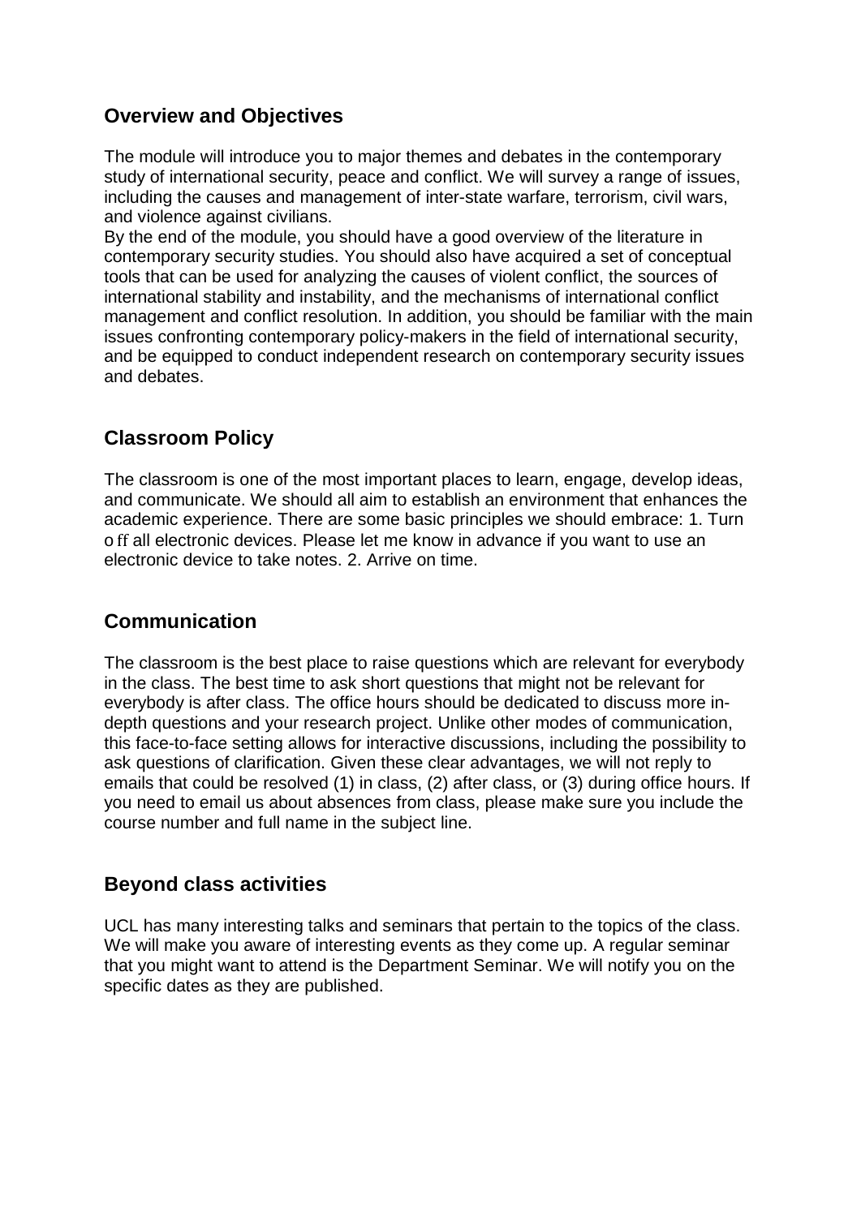## Overview and Objectives

The module will introduce you to major themes and debates in the contemporary study of international security, peace and conflict. We will survey a range of issues, including the causes and management of inter-state warfare, terrorism, civil wars, and violence against civilians.

By the end of the module, you should have a good overview of the literature in contemporary security studies. You should also have acquired a set of conceptual tools that can be used for analyzing the causes of violent conflict, the sources of international stability and instability, and the mechanisms of international conflict management and conflict resolution. In addition, you should be familiar with the main issues confronting contemporary policy-makers in the field of international security, and be equipped to conduct independent research on contemporary security issues and debates.

## Classroom Policy

The classroom is one of the most important places to learn, engage, develop ideas, and communicate. We should all aim to establish an environment that enhances the academic experience. There are some basic principles we should embrace: 1. Turn off all electronic devices. Please let me know in advance if you want to use an electronic device to take notes. 2. Arrive on time.

## Communication

The classroom is the best place to raise questions which are relevant for everybody in the class. The best time to ask short questions that might not be relevant for everybody is after class. The office hours should be dedicated to discuss more in-depth questions and your research project. Unlike other modes of communication, this face-to-face setting allows for interactive discussions, including the possibility to ask questions of clarification. Given these clear advantages, we will not reply to emails that could be resolved (1) in class, (2) after class, or (3) during office hours. If you need to email us about absences from class, please make sure you include the course number and full name in the subject line.

## Beyond class activities

UCL has many interesting talks and seminars that pertain to the topics of the class. We will make you aware of interesting events as they come up. A regular seminar that you might want to attend is the Department Seminar. We will notify you on the specific dates as they are published.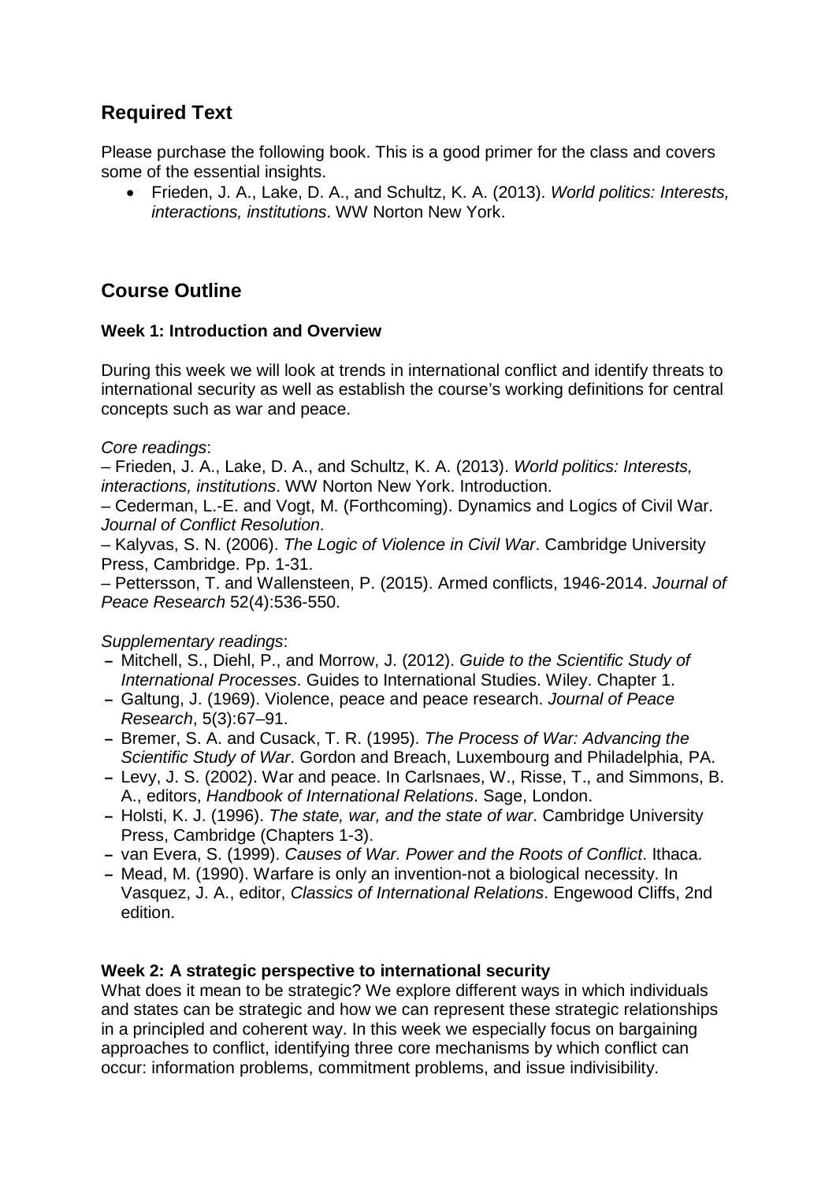## Required Text

Please purchase the following book. This is a good primer for the class and covers some of the essential insights.

- Frieden, J. A., Lake, D. A., and Schultz, K. A. (2013). *World politics: Interests, interactions, institutions*. WW Norton New York.

## Course Outline

### Week 1: Introduction and Overview

During this week we will look at trends in international conflict and identify threats to international security as well as establish the course's working definitions for central concepts such as war and peace.

*Core readings*:

– Frieden, J. A., Lake, D. A., and Schultz, K. A. (2013). *World politics: Interests, interactions, institutions*. WW Norton New York. Introduction.
– Cederman, L.-E. and Vogt, M. (Forthcoming). Dynamics and Logics of Civil War. *Journal of Conflict Resolution*.
– Kalyvas, S. N. (2006). *The Logic of Violence in Civil War*. Cambridge University Press, Cambridge. Pp. 1-31.
– Pettersson, T. and Wallensteen, P. (2015). Armed conflicts, 1946-2014. *Journal of Peace Research* 52(4):536-550.

*Supplementary readings*:

- Mitchell, S., Diehl, P., and Morrow, J. (2012). *Guide to the Scientific Study of International Processes*. Guides to International Studies. Wiley. Chapter 1.
- Galtung, J. (1969). Violence, peace and peace research. *Journal of Peace Research*, 5(3):67–91.
- Bremer, S. A. and Cusack, T. R. (1995). *The Process of War: Advancing the Scientific Study of War*. Gordon and Breach, Luxembourg and Philadelphia, PA.
- Levy, J. S. (2002). War and peace. In Carlsnaes, W., Risse, T., and Simmons, B. A., editors, *Handbook of International Relations*. Sage, London.
- Holsti, K. J. (1996). *The state, war, and the state of war*. Cambridge University Press, Cambridge (Chapters 1-3).
- van Evera, S. (1999). *Causes of War. Power and the Roots of Conflict*. Ithaca.
- Mead, M. (1990). Warfare is only an invention-not a biological necessity. In Vasquez, J. A., editor, *Classics of International Relations*. Engewood Cliffs, 2nd edition.

### Week 2: A strategic perspective to international security

What does it mean to be strategic? We explore different ways in which individuals and states can be strategic and how we can represent these strategic relationships in a principled and coherent way. In this week we especially focus on bargaining approaches to conflict, identifying three core mechanisms by which conflict can occur: information problems, commitment problems, and issue indivisibility.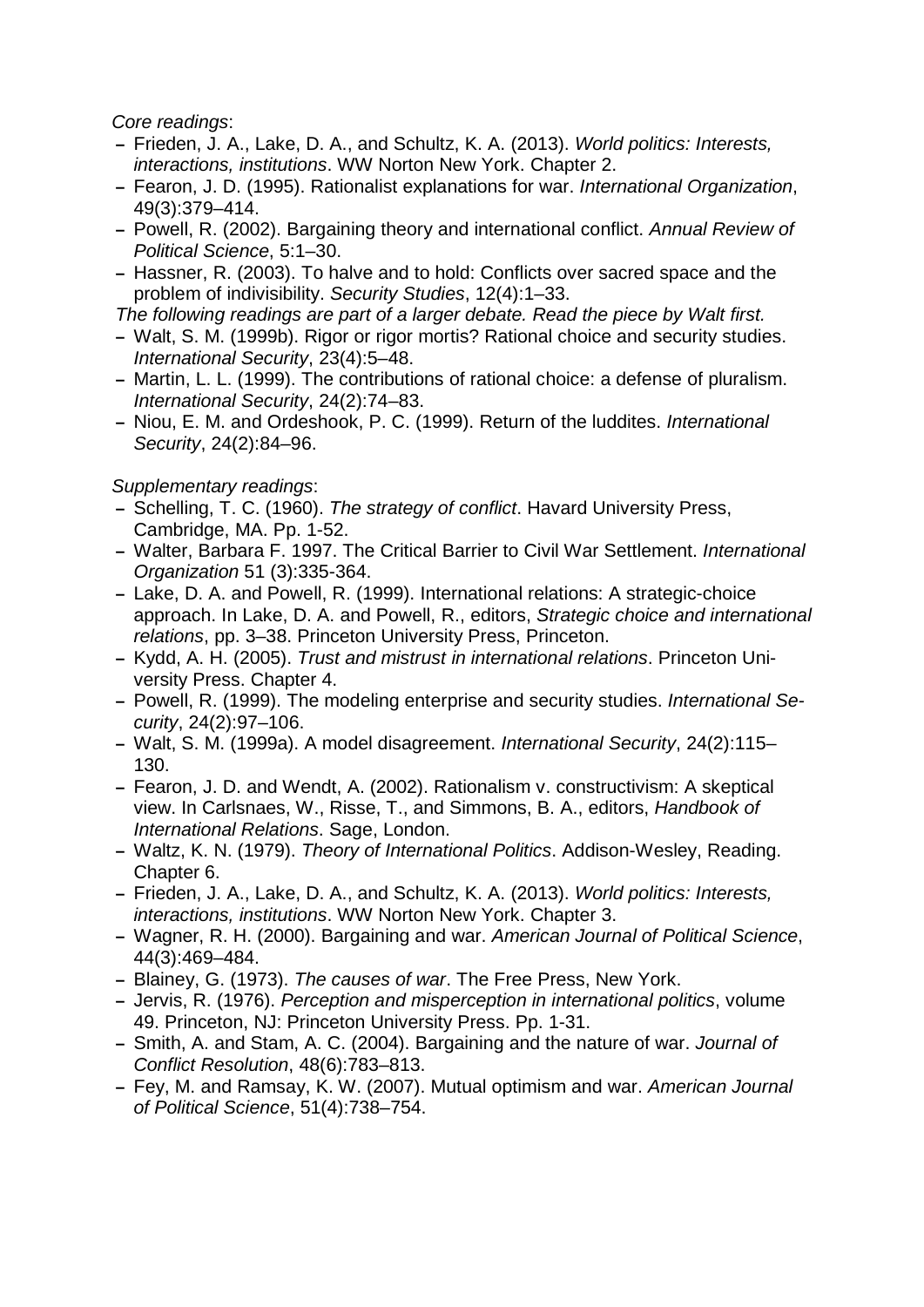*Core readings*:

- Frieden, J. A., Lake, D. A., and Schultz, K. A. (2013). *World politics: Interests, interactions, institutions*. WW Norton New York. Chapter 2.
- Fearon, J. D. (1995). Rationalist explanations for war. *International Organization*, 49(3):379–414.
- Powell, R. (2002). Bargaining theory and international conflict. *Annual Review of Political Science*, 5:1–30.
- Hassner, R. (2003). To halve and to hold: Conflicts over sacred space and the problem of indivisibility. *Security Studies*, 12(4):1–33.

*The following readings are part of a larger debate. Read the piece by Walt first.*

- Walt, S. M. (1999b). Rigor or rigor mortis? Rational choice and security studies. *International Security*, 23(4):5–48.
- Martin, L. L. (1999). The contributions of rational choice: a defense of pluralism. *International Security*, 24(2):74–83.
- Niou, E. M. and Ordeshook, P. C. (1999). Return of the luddites. *International Security*, 24(2):84–96.

*Supplementary readings*:

- Schelling, T. C. (1960). *The strategy of conflict*. Havard University Press, Cambridge, MA. Pp. 1-52.
- Walter, Barbara F. 1997. The Critical Barrier to Civil War Settlement. *International Organization* 51 (3):335-364.
- Lake, D. A. and Powell, R. (1999). International relations: A strategic-choice approach. In Lake, D. A. and Powell, R., editors, *Strategic choice and international relations*, pp. 3–38. Princeton University Press, Princeton.
- Kydd, A. H. (2005). *Trust and mistrust in international relations*. Princeton University Press. Chapter 4.
- Powell, R. (1999). The modeling enterprise and security studies. *International Security*, 24(2):97–106.
- Walt, S. M. (1999a). A model disagreement. *International Security*, 24(2):115–130.
- Fearon, J. D. and Wendt, A. (2002). Rationalism v. constructivism: A skeptical view. In Carlsnaes, W., Risse, T., and Simmons, B. A., editors, *Handbook of International Relations*. Sage, London.
- Waltz, K. N. (1979). *Theory of International Politics*. Addison-Wesley, Reading. Chapter 6.
- Frieden, J. A., Lake, D. A., and Schultz, K. A. (2013). *World politics: Interests, interactions, institutions*. WW Norton New York. Chapter 3.
- Wagner, R. H. (2000). Bargaining and war. *American Journal of Political Science*, 44(3):469–484.
- Blainey, G. (1973). *The causes of war*. The Free Press, New York.
- Jervis, R. (1976). *Perception and misperception in international politics*, volume 49. Princeton, NJ: Princeton University Press. Pp. 1-31.
- Smith, A. and Stam, A. C. (2004). Bargaining and the nature of war. *Journal of Conflict Resolution*, 48(6):783–813.
- Fey, M. and Ramsay, K. W. (2007). Mutual optimism and war. *American Journal of Political Science*, 51(4):738–754.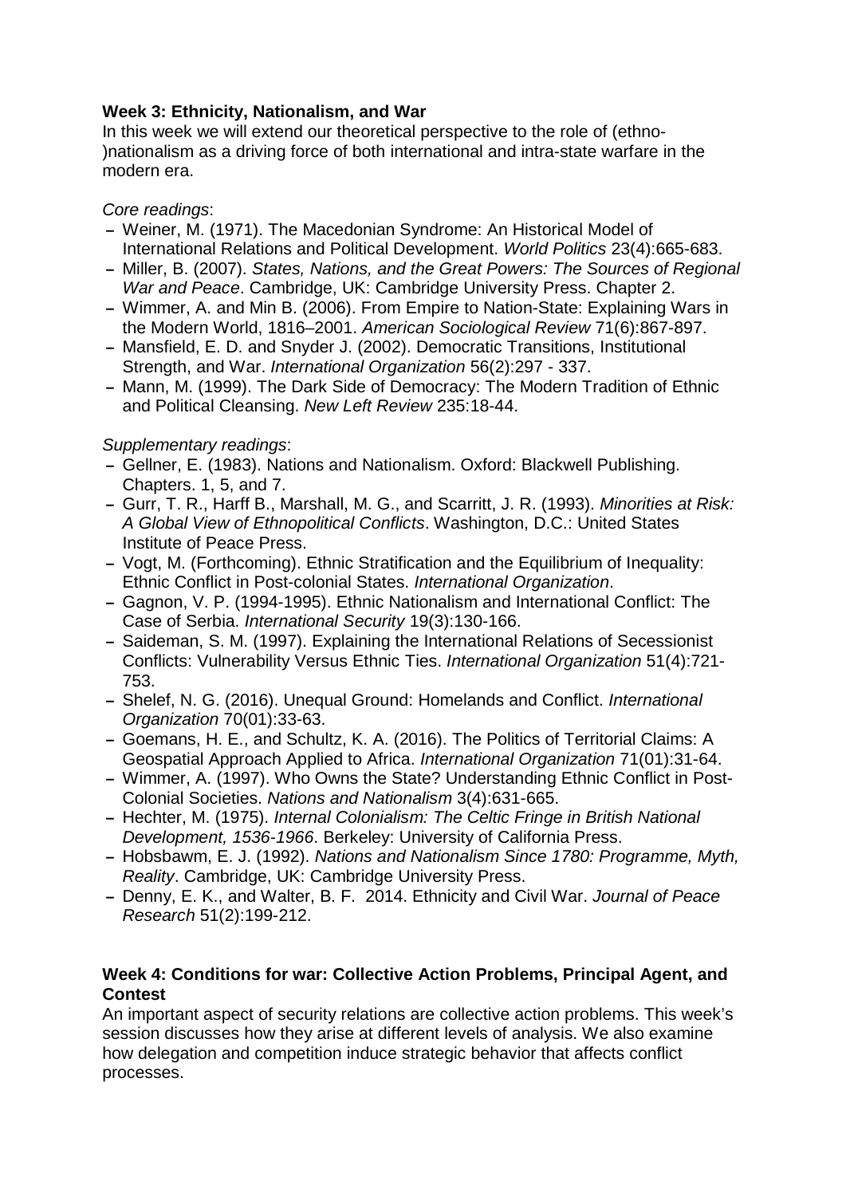**Week 3: Ethnicity, Nationalism, and War**

In this week we will extend our theoretical perspective to the role of (ethno-)nationalism as a driving force of both international and intra-state warfare in the modern era.

*Core readings*:

- Weiner, M. (1971). The Macedonian Syndrome: An Historical Model of International Relations and Political Development. *World Politics* 23(4):665-683.
- Miller, B. (2007). *States, Nations, and the Great Powers: The Sources of Regional War and Peace*. Cambridge, UK: Cambridge University Press. Chapter 2.
- Wimmer, A. and Min B. (2006). From Empire to Nation-State: Explaining Wars in the Modern World, 1816–2001. *American Sociological Review* 71(6):867-897.
- Mansfield, E. D. and Snyder J. (2002). Democratic Transitions, Institutional Strength, and War. *International Organization* 56(2):297 - 337.
- Mann, M. (1999). The Dark Side of Democracy: The Modern Tradition of Ethnic and Political Cleansing. *New Left Review* 235:18-44.

*Supplementary readings*:

- Gellner, E. (1983). Nations and Nationalism. Oxford: Blackwell Publishing. Chapters. 1, 5, and 7.
- Gurr, T. R., Harff B., Marshall, M. G., and Scarritt, J. R. (1993). *Minorities at Risk: A Global View of Ethnopolitical Conflicts*. Washington, D.C.: United States Institute of Peace Press.
- Vogt, M. (Forthcoming). Ethnic Stratification and the Equilibrium of Inequality: Ethnic Conflict in Post-colonial States. *International Organization*.
- Gagnon, V. P. (1994-1995). Ethnic Nationalism and International Conflict: The Case of Serbia. *International Security* 19(3):130-166.
- Saideman, S. M. (1997). Explaining the International Relations of Secessionist Conflicts: Vulnerability Versus Ethnic Ties. *International Organization* 51(4):721-753.
- Shelef, N. G. (2016). Unequal Ground: Homelands and Conflict. *International Organization* 70(01):33-63.
- Goemans, H. E., and Schultz, K. A. (2016). The Politics of Territorial Claims: A Geospatial Approach Applied to Africa. *International Organization* 71(01):31-64.
- Wimmer, A. (1997). Who Owns the State? Understanding Ethnic Conflict in Post-Colonial Societies. *Nations and Nationalism* 3(4):631-665.
- Hechter, M. (1975). *Internal Colonialism: The Celtic Fringe in British National Development, 1536-1966*. Berkeley: University of California Press.
- Hobsbawm, E. J. (1992). *Nations and Nationalism Since 1780: Programme, Myth, Reality*. Cambridge, UK: Cambridge University Press.
- Denny, E. K., and Walter, B. F. 2014. Ethnicity and Civil War. *Journal of Peace Research* 51(2):199-212.

**Week 4: Conditions for war: Collective Action Problems, Principal Agent, and Contest**

An important aspect of security relations are collective action problems. This week's session discusses how they arise at different levels of analysis. We also examine how delegation and competition induce strategic behavior that affects conflict processes.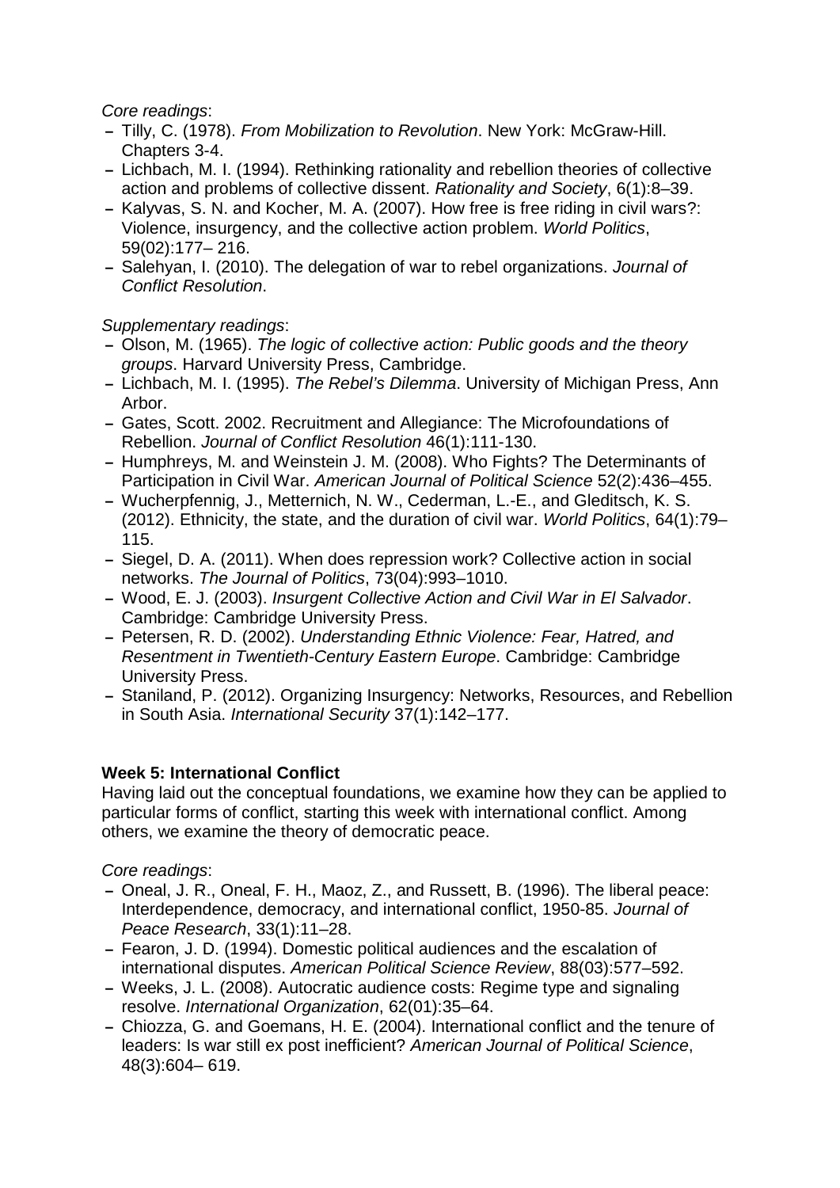*Core readings*:

- Tilly, C. (1978). *From Mobilization to Revolution*. New York: McGraw-Hill. Chapters 3-4.
- Lichbach, M. I. (1994). Rethinking rationality and rebellion theories of collective action and problems of collective dissent. *Rationality and Society*, 6(1):8–39.
- Kalyvas, S. N. and Kocher, M. A. (2007). How free is free riding in civil wars?: Violence, insurgency, and the collective action problem. *World Politics*, 59(02):177– 216.
- Salehyan, I. (2010). The delegation of war to rebel organizations. *Journal of Conflict Resolution*.

*Supplementary readings*:

- Olson, M. (1965). *The logic of collective action: Public goods and the theory groups*. Harvard University Press, Cambridge.
- Lichbach, M. I. (1995). *The Rebel's Dilemma*. University of Michigan Press, Ann Arbor.
- Gates, Scott. 2002. Recruitment and Allegiance: The Microfoundations of Rebellion. *Journal of Conflict Resolution* 46(1):111-130.
- Humphreys, M. and Weinstein J. M. (2008). Who Fights? The Determinants of Participation in Civil War. *American Journal of Political Science* 52(2):436–455.
- Wucherpfennig, J., Metternich, N. W., Cederman, L.-E., and Gleditsch, K. S. (2012). Ethnicity, the state, and the duration of civil war. *World Politics*, 64(1):79–115.
- Siegel, D. A. (2011). When does repression work? Collective action in social networks. *The Journal of Politics*, 73(04):993–1010.
- Wood, E. J. (2003). *Insurgent Collective Action and Civil War in El Salvador*. Cambridge: Cambridge University Press.
- Petersen, R. D. (2002). *Understanding Ethnic Violence: Fear, Hatred, and Resentment in Twentieth-Century Eastern Europe*. Cambridge: Cambridge University Press.
- Staniland, P. (2012). Organizing Insurgency: Networks, Resources, and Rebellion in South Asia. *International Security* 37(1):142–177.

**Week 5: International Conflict**

Having laid out the conceptual foundations, we examine how they can be applied to particular forms of conflict, starting this week with international conflict. Among others, we examine the theory of democratic peace.

*Core readings*:

- Oneal, J. R., Oneal, F. H., Maoz, Z., and Russett, B. (1996). The liberal peace: Interdependence, democracy, and international conflict, 1950-85. *Journal of Peace Research*, 33(1):11–28.
- Fearon, J. D. (1994). Domestic political audiences and the escalation of international disputes. *American Political Science Review*, 88(03):577–592.
- Weeks, J. L. (2008). Autocratic audience costs: Regime type and signaling resolve. *International Organization*, 62(01):35–64.
- Chiozza, G. and Goemans, H. E. (2004). International conflict and the tenure of leaders: Is war still ex post inefficient? *American Journal of Political Science*, 48(3):604– 619.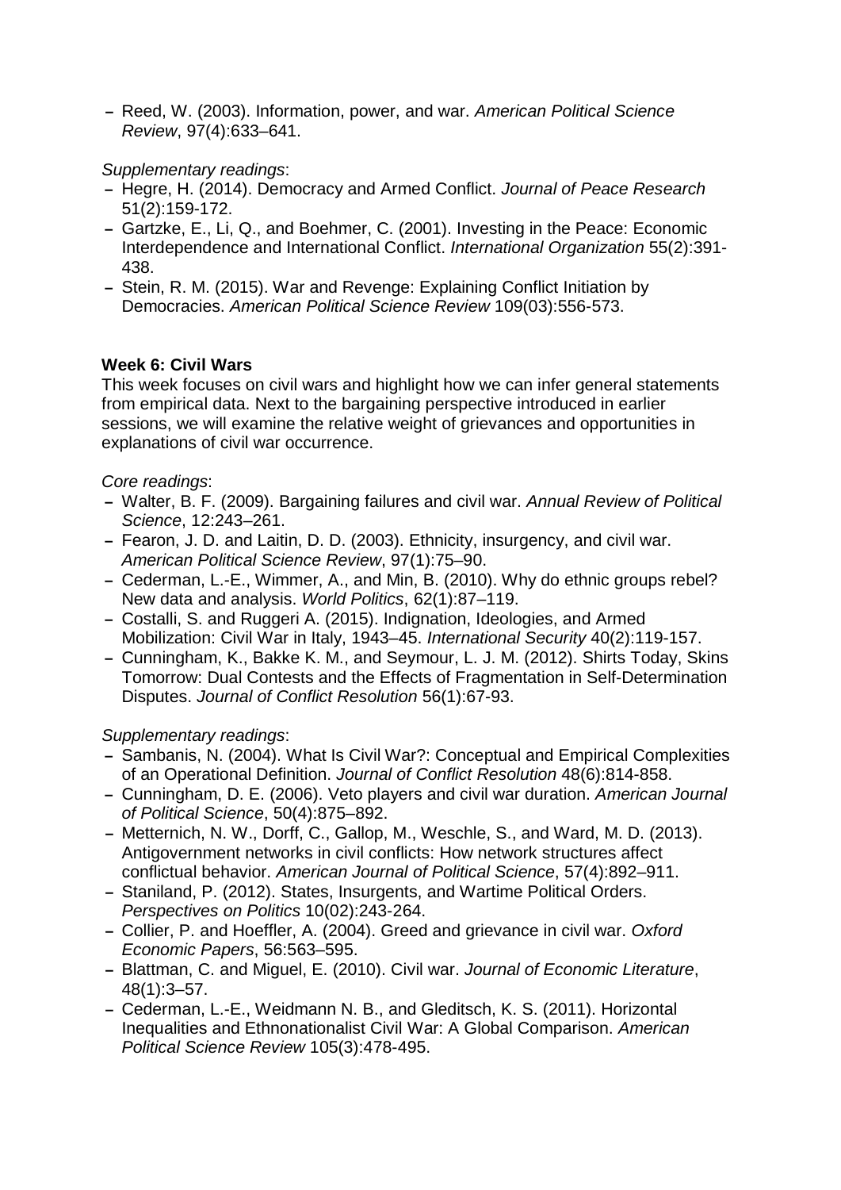- Reed, W. (2003). Information, power, and war. *American Political Science Review*, 97(4):633–641.

*Supplementary readings*:

- Hegre, H. (2014). Democracy and Armed Conflict. *Journal of Peace Research* 51(2):159-172.
- Gartzke, E., Li, Q., and Boehmer, C. (2001). Investing in the Peace: Economic Interdependence and International Conflict. *International Organization* 55(2):391-438.
- Stein, R. M. (2015). War and Revenge: Explaining Conflict Initiation by Democracies. *American Political Science Review* 109(03):556-573.

**Week 6: Civil Wars**

This week focuses on civil wars and highlight how we can infer general statements from empirical data. Next to the bargaining perspective introduced in earlier sessions, we will examine the relative weight of grievances and opportunities in explanations of civil war occurrence.

*Core readings*:

- Walter, B. F. (2009). Bargaining failures and civil war. *Annual Review of Political Science*, 12:243–261.
- Fearon, J. D. and Laitin, D. D. (2003). Ethnicity, insurgency, and civil war. *American Political Science Review*, 97(1):75–90.
- Cederman, L.-E., Wimmer, A., and Min, B. (2010). Why do ethnic groups rebel? New data and analysis. *World Politics*, 62(1):87–119.
- Costalli, S. and Ruggeri A. (2015). Indignation, Ideologies, and Armed Mobilization: Civil War in Italy, 1943–45. *International Security* 40(2):119-157.
- Cunningham, K., Bakke K. M., and Seymour, L. J. M. (2012). Shirts Today, Skins Tomorrow: Dual Contests and the Effects of Fragmentation in Self-Determination Disputes. *Journal of Conflict Resolution* 56(1):67-93.

*Supplementary readings*:

- Sambanis, N. (2004). What Is Civil War?: Conceptual and Empirical Complexities of an Operational Definition. *Journal of Conflict Resolution* 48(6):814-858.
- Cunningham, D. E. (2006). Veto players and civil war duration. *American Journal of Political Science*, 50(4):875–892.
- Metternich, N. W., Dorff, C., Gallop, M., Weschle, S., and Ward, M. D. (2013). Antigovernment networks in civil conflicts: How network structures affect conflictual behavior. *American Journal of Political Science*, 57(4):892–911.
- Staniland, P. (2012). States, Insurgents, and Wartime Political Orders. *Perspectives on Politics* 10(02):243-264.
- Collier, P. and Hoeffler, A. (2004). Greed and grievance in civil war. *Oxford Economic Papers*, 56:563–595.
- Blattman, C. and Miguel, E. (2010). Civil war. *Journal of Economic Literature*, 48(1):3–57.
- Cederman, L.-E., Weidmann N. B., and Gleditsch, K. S. (2011). Horizontal Inequalities and Ethnonationalist Civil War: A Global Comparison. *American Political Science Review* 105(3):478-495.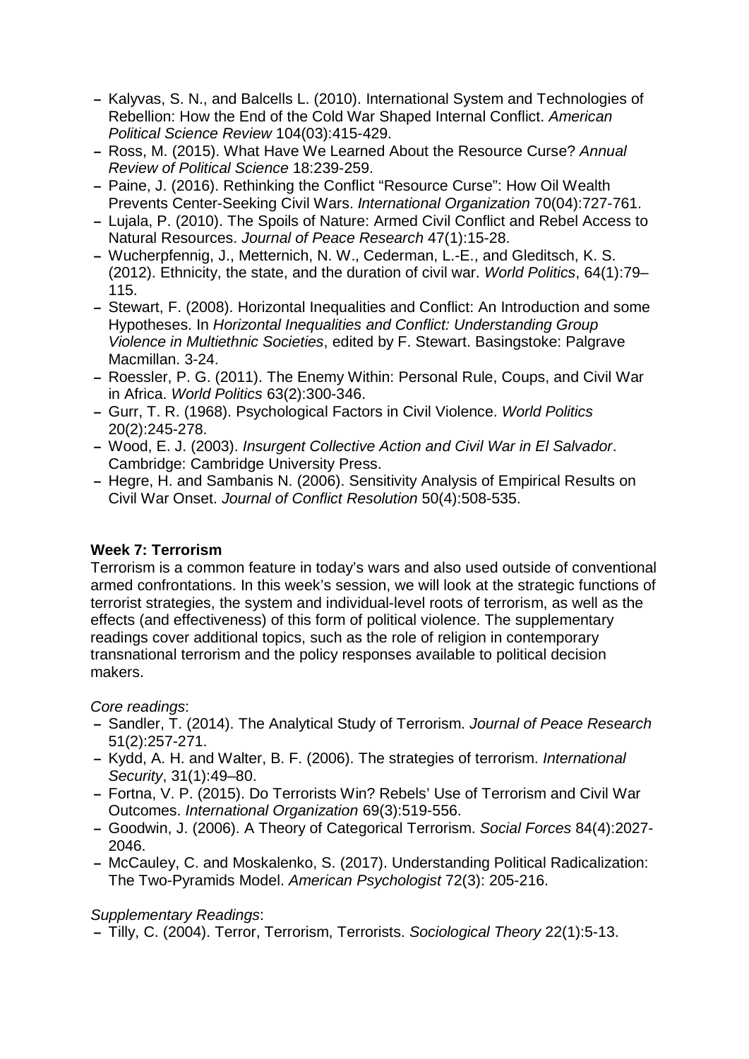- Kalyvas, S. N., and Balcells L. (2010). International System and Technologies of Rebellion: How the End of the Cold War Shaped Internal Conflict. *American Political Science Review* 104(03):415-429.
- Ross, M. (2015). What Have We Learned About the Resource Curse? *Annual Review of Political Science* 18:239-259.
- Paine, J. (2016). Rethinking the Conflict "Resource Curse": How Oil Wealth Prevents Center-Seeking Civil Wars. *International Organization* 70(04):727-761.
- Lujala, P. (2010). The Spoils of Nature: Armed Civil Conflict and Rebel Access to Natural Resources. *Journal of Peace Research* 47(1):15-28.
- Wucherpfennig, J., Metternich, N. W., Cederman, L.-E., and Gleditsch, K. S. (2012). Ethnicity, the state, and the duration of civil war. *World Politics*, 64(1):79–115.
- Stewart, F. (2008). Horizontal Inequalities and Conflict: An Introduction and some Hypotheses. In *Horizontal Inequalities and Conflict: Understanding Group Violence in Multiethnic Societies*, edited by F. Stewart. Basingstoke: Palgrave Macmillan. 3-24.
- Roessler, P. G. (2011). The Enemy Within: Personal Rule, Coups, and Civil War in Africa. *World Politics* 63(2):300-346.
- Gurr, T. R. (1968). Psychological Factors in Civil Violence. *World Politics* 20(2):245-278.
- Wood, E. J. (2003). *Insurgent Collective Action and Civil War in El Salvador*. Cambridge: Cambridge University Press.
- Hegre, H. and Sambanis N. (2006). Sensitivity Analysis of Empirical Results on Civil War Onset. *Journal of Conflict Resolution* 50(4):508-535.

**Week 7: Terrorism**

Terrorism is a common feature in today's wars and also used outside of conventional armed confrontations. In this week's session, we will look at the strategic functions of terrorist strategies, the system and individual-level roots of terrorism, as well as the effects (and effectiveness) of this form of political violence. The supplementary readings cover additional topics, such as the role of religion in contemporary transnational terrorism and the policy responses available to political decision makers.

*Core readings*:

- Sandler, T. (2014). The Analytical Study of Terrorism. *Journal of Peace Research* 51(2):257-271.
- Kydd, A. H. and Walter, B. F. (2006). The strategies of terrorism. *International Security*, 31(1):49–80.
- Fortna, V. P. (2015). Do Terrorists Win? Rebels' Use of Terrorism and Civil War Outcomes. *International Organization* 69(3):519-556.
- Goodwin, J. (2006). A Theory of Categorical Terrorism. *Social Forces* 84(4):2027-2046.
- McCauley, C. and Moskalenko, S. (2017). Understanding Political Radicalization: The Two-Pyramids Model. *American Psychologist* 72(3): 205-216.

*Supplementary Readings*:

- Tilly, C. (2004). Terror, Terrorism, Terrorists. *Sociological Theory* 22(1):5-13.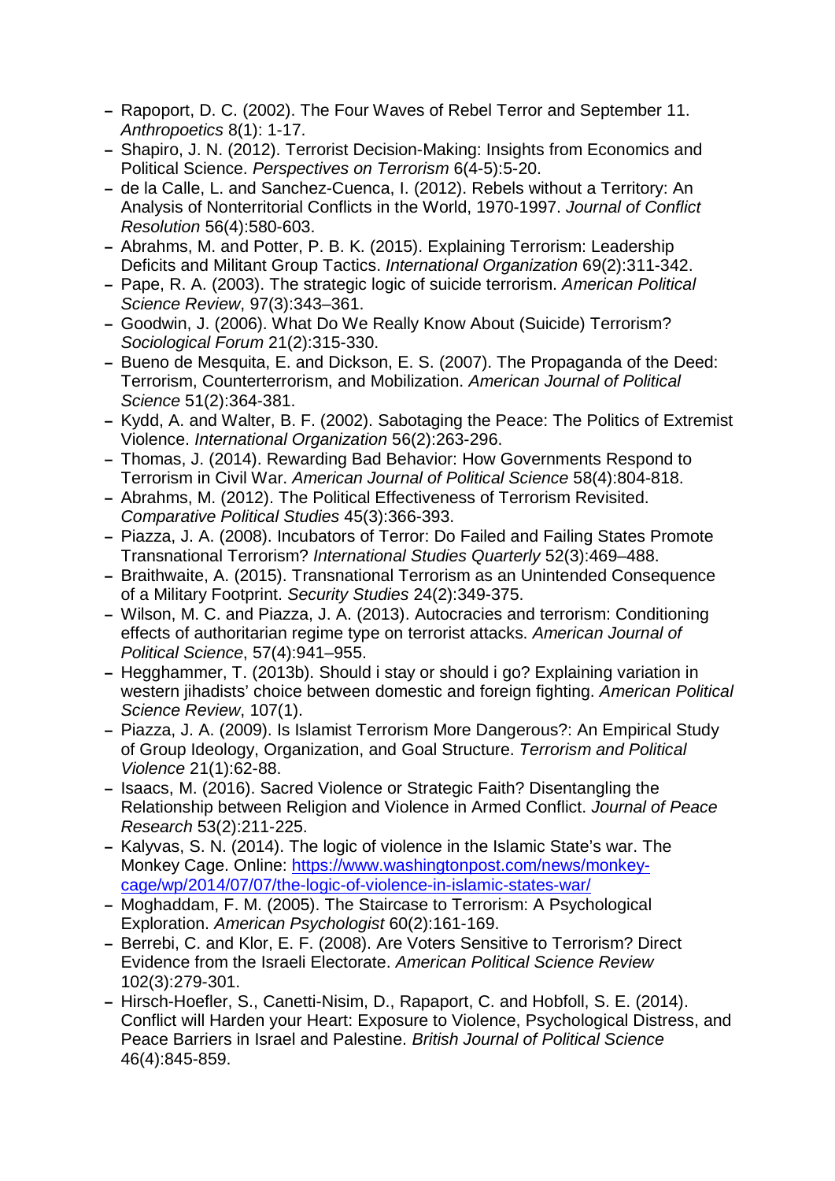- Rapoport, D. C. (2002). The Four Waves of Rebel Terror and September 11. *Anthropoetics* 8(1): 1-17.
- Shapiro, J. N. (2012). Terrorist Decision-Making: Insights from Economics and Political Science. *Perspectives on Terrorism* 6(4-5):5-20.
- de la Calle, L. and Sanchez-Cuenca, I. (2012). Rebels without a Territory: An Analysis of Nonterritorial Conflicts in the World, 1970-1997. *Journal of Conflict Resolution* 56(4):580-603.
- Abrahms, M. and Potter, P. B. K. (2015). Explaining Terrorism: Leadership Deficits and Militant Group Tactics. *International Organization* 69(2):311-342.
- Pape, R. A. (2003). The strategic logic of suicide terrorism. *American Political Science Review*, 97(3):343–361.
- Goodwin, J. (2006). What Do We Really Know About (Suicide) Terrorism? *Sociological Forum* 21(2):315-330.
- Bueno de Mesquita, E. and Dickson, E. S. (2007). The Propaganda of the Deed: Terrorism, Counterterrorism, and Mobilization. *American Journal of Political Science* 51(2):364-381.
- Kydd, A. and Walter, B. F. (2002). Sabotaging the Peace: The Politics of Extremist Violence. *International Organization* 56(2):263-296.
- Thomas, J. (2014). Rewarding Bad Behavior: How Governments Respond to Terrorism in Civil War. *American Journal of Political Science* 58(4):804-818.
- Abrahms, M. (2012). The Political Effectiveness of Terrorism Revisited. *Comparative Political Studies* 45(3):366-393.
- Piazza, J. A. (2008). Incubators of Terror: Do Failed and Failing States Promote Transnational Terrorism? *International Studies Quarterly* 52(3):469–488.
- Braithwaite, A. (2015). Transnational Terrorism as an Unintended Consequence of a Military Footprint. *Security Studies* 24(2):349-375.
- Wilson, M. C. and Piazza, J. A. (2013). Autocracies and terrorism: Conditioning effects of authoritarian regime type on terrorist attacks. *American Journal of Political Science*, 57(4):941–955.
- Hegghammer, T. (2013b). Should i stay or should i go? Explaining variation in western jihadists' choice between domestic and foreign fighting. *American Political Science Review*, 107(1).
- Piazza, J. A. (2009). Is Islamist Terrorism More Dangerous?: An Empirical Study of Group Ideology, Organization, and Goal Structure. *Terrorism and Political Violence* 21(1):62-88.
- Isaacs, M. (2016). Sacred Violence or Strategic Faith? Disentangling the Relationship between Religion and Violence in Armed Conflict. *Journal of Peace Research* 53(2):211-225.
- Kalyvas, S. N. (2014). The logic of violence in the Islamic State's war. The Monkey Cage. Online: [https://www.washingtonpost.com/news/monkey-cage/wp/2014/07/07/the-logic-of-violence-in-islamic-states-war/](https://www.washingtonpost.com/news/monkey-cage/wp/2014/07/07/the-logic-of-violence-in-islamic-states-war/)
- Moghaddam, F. M. (2005). The Staircase to Terrorism: A Psychological Exploration. *American Psychologist* 60(2):161-169.
- Berrebi, C. and Klor, E. F. (2008). Are Voters Sensitive to Terrorism? Direct Evidence from the Israeli Electorate. *American Political Science Review* 102(3):279-301.
- Hirsch-Hoefler, S., Canetti-Nisim, D., Rapaport, C. and Hobfoll, S. E. (2014). Conflict will Harden your Heart: Exposure to Violence, Psychological Distress, and Peace Barriers in Israel and Palestine. *British Journal of Political Science* 46(4):845-859.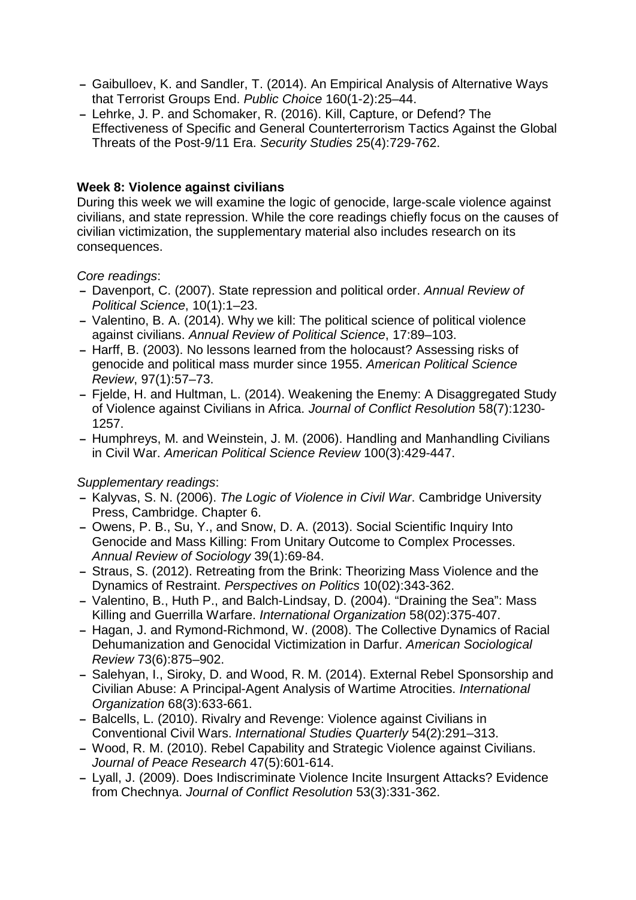- Gaibulloev, K. and Sandler, T. (2014). An Empirical Analysis of Alternative Ways that Terrorist Groups End. *Public Choice* 160(1-2):25–44.
- Lehrke, J. P. and Schomaker, R. (2016). Kill, Capture, or Defend? The Effectiveness of Specific and General Counterterrorism Tactics Against the Global Threats of the Post-9/11 Era. *Security Studies* 25(4):729-762.

**Week 8: Violence against civilians**

During this week we will examine the logic of genocide, large-scale violence against civilians, and state repression. While the core readings chiefly focus on the causes of civilian victimization, the supplementary material also includes research on its consequences.

*Core readings*:

- Davenport, C. (2007). State repression and political order. *Annual Review of Political Science*, 10(1):1–23.
- Valentino, B. A. (2014). Why we kill: The political science of political violence against civilians. *Annual Review of Political Science*, 17:89–103.
- Harff, B. (2003). No lessons learned from the holocaust? Assessing risks of genocide and political mass murder since 1955. *American Political Science Review*, 97(1):57–73.
- Fjelde, H. and Hultman, L. (2014). Weakening the Enemy: A Disaggregated Study of Violence against Civilians in Africa. *Journal of Conflict Resolution* 58(7):1230-1257.
- Humphreys, M. and Weinstein, J. M. (2006). Handling and Manhandling Civilians in Civil War. *American Political Science Review* 100(3):429-447.

*Supplementary readings*:

- Kalyvas, S. N. (2006). *The Logic of Violence in Civil War*. Cambridge University Press, Cambridge. Chapter 6.
- Owens, P. B., Su, Y., and Snow, D. A. (2013). Social Scientific Inquiry Into Genocide and Mass Killing: From Unitary Outcome to Complex Processes. *Annual Review of Sociology* 39(1):69-84.
- Straus, S. (2012). Retreating from the Brink: Theorizing Mass Violence and the Dynamics of Restraint. *Perspectives on Politics* 10(02):343-362.
- Valentino, B., Huth P., and Balch-Lindsay, D. (2004). "Draining the Sea": Mass Killing and Guerrilla Warfare. *International Organization* 58(02):375-407.
- Hagan, J. and Rymond-Richmond, W. (2008). The Collective Dynamics of Racial Dehumanization and Genocidal Victimization in Darfur. *American Sociological Review* 73(6):875–902.
- Salehyan, I., Siroky, D. and Wood, R. M. (2014). External Rebel Sponsorship and Civilian Abuse: A Principal-Agent Analysis of Wartime Atrocities. *International Organization* 68(3):633-661.
- Balcells, L. (2010). Rivalry and Revenge: Violence against Civilians in Conventional Civil Wars. *International Studies Quarterly* 54(2):291–313.
- Wood, R. M. (2010). Rebel Capability and Strategic Violence against Civilians. *Journal of Peace Research* 47(5):601-614.
- Lyall, J. (2009). Does Indiscriminate Violence Incite Insurgent Attacks? Evidence from Chechnya. *Journal of Conflict Resolution* 53(3):331-362.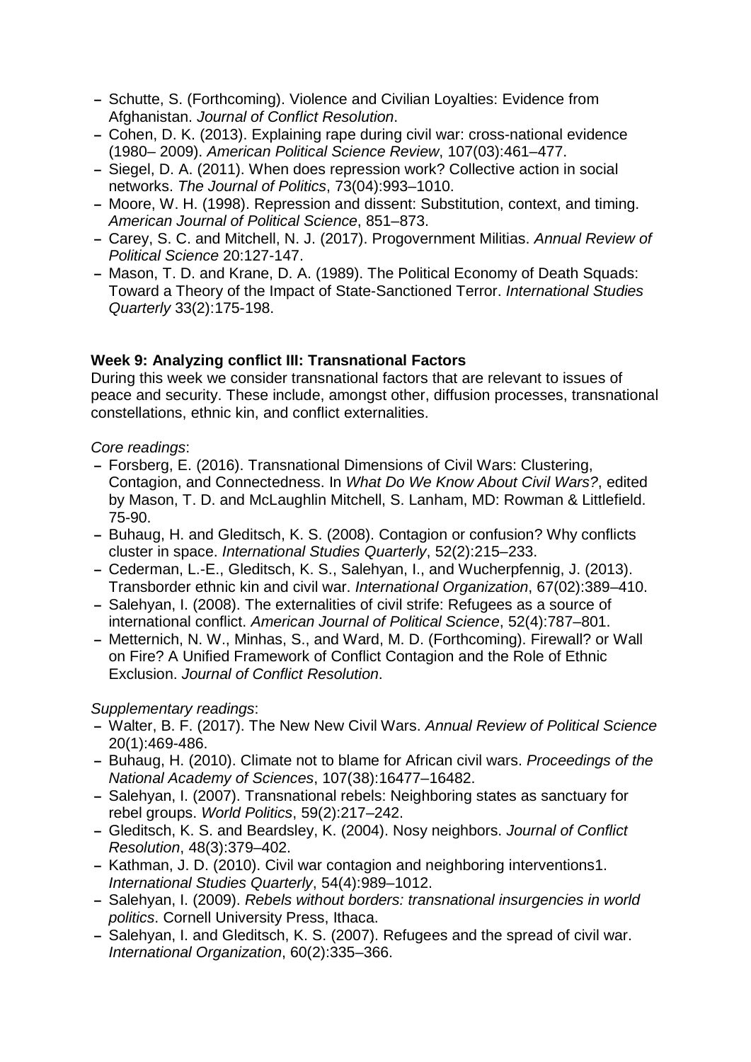- Schutte, S. (Forthcoming). Violence and Civilian Loyalties: Evidence from Afghanistan. *Journal of Conflict Resolution*.
- Cohen, D. K. (2013). Explaining rape during civil war: cross-national evidence (1980– 2009). *American Political Science Review*, 107(03):461–477.
- Siegel, D. A. (2011). When does repression work? Collective action in social networks. *The Journal of Politics*, 73(04):993–1010.
- Moore, W. H. (1998). Repression and dissent: Substitution, context, and timing. *American Journal of Political Science*, 851–873.
- Carey, S. C. and Mitchell, N. J. (2017). Progovernment Militias. *Annual Review of Political Science* 20:127-147.
- Mason, T. D. and Krane, D. A. (1989). The Political Economy of Death Squads: Toward a Theory of the Impact of State-Sanctioned Terror. *International Studies Quarterly* 33(2):175-198.

**Week 9: Analyzing conflict III: Transnational Factors**

During this week we consider transnational factors that are relevant to issues of peace and security. These include, amongst other, diffusion processes, transnational constellations, ethnic kin, and conflict externalities.

*Core readings*:

- Forsberg, E. (2016). Transnational Dimensions of Civil Wars: Clustering, Contagion, and Connectedness. In *What Do We Know About Civil Wars?*, edited by Mason, T. D. and McLaughlin Mitchell, S. Lanham, MD: Rowman & Littlefield. 75-90.
- Buhaug, H. and Gleditsch, K. S. (2008). Contagion or confusion? Why conflicts cluster in space. *International Studies Quarterly*, 52(2):215–233.
- Cederman, L.-E., Gleditsch, K. S., Salehyan, I., and Wucherpfennig, J. (2013). Transborder ethnic kin and civil war. *International Organization*, 67(02):389–410.
- Salehyan, I. (2008). The externalities of civil strife: Refugees as a source of international conflict. *American Journal of Political Science*, 52(4):787–801.
- Metternich, N. W., Minhas, S., and Ward, M. D. (Forthcoming). Firewall? or Wall on Fire? A Unified Framework of Conflict Contagion and the Role of Ethnic Exclusion. *Journal of Conflict Resolution*.

*Supplementary readings*:

- Walter, B. F. (2017). The New New Civil Wars. *Annual Review of Political Science* 20(1):469-486.
- Buhaug, H. (2010). Climate not to blame for African civil wars. *Proceedings of the National Academy of Sciences*, 107(38):16477–16482.
- Salehyan, I. (2007). Transnational rebels: Neighboring states as sanctuary for rebel groups. *World Politics*, 59(2):217–242.
- Gleditsch, K. S. and Beardsley, K. (2004). Nosy neighbors. *Journal of Conflict Resolution*, 48(3):379–402.
- Kathman, J. D. (2010). Civil war contagion and neighboring interventions1. *International Studies Quarterly*, 54(4):989–1012.
- Salehyan, I. (2009). *Rebels without borders: transnational insurgencies in world politics*. Cornell University Press, Ithaca.
- Salehyan, I. and Gleditsch, K. S. (2007). Refugees and the spread of civil war. *International Organization*, 60(2):335–366.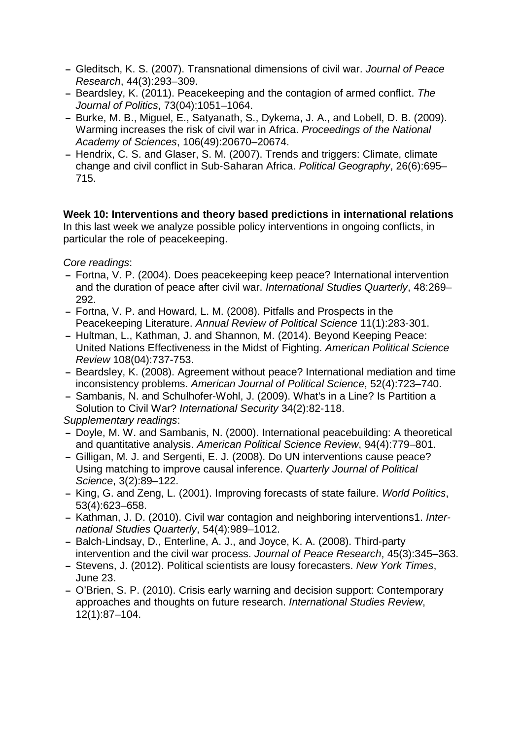- Gleditsch, K. S. (2007). Transnational dimensions of civil war. *Journal of Peace Research*, 44(3):293–309.
- Beardsley, K. (2011). Peacekeeping and the contagion of armed conflict. *The Journal of Politics*, 73(04):1051–1064.
- Burke, M. B., Miguel, E., Satyanath, S., Dykema, J. A., and Lobell, D. B. (2009). Warming increases the risk of civil war in Africa. *Proceedings of the National Academy of Sciences*, 106(49):20670–20674.
- Hendrix, C. S. and Glaser, S. M. (2007). Trends and triggers: Climate, climate change and civil conflict in Sub-Saharan Africa. *Political Geography*, 26(6):695–715.

**Week 10: Interventions and theory based predictions in international relations**

In this last week we analyze possible policy interventions in ongoing conflicts, in particular the role of peacekeeping.

*Core readings*:

- Fortna, V. P. (2004). Does peacekeeping keep peace? International intervention and the duration of peace after civil war. *International Studies Quarterly*, 48:269–292.
- Fortna, V. P. and Howard, L. M. (2008). Pitfalls and Prospects in the Peacekeeping Literature. *Annual Review of Political Science* 11(1):283-301.
- Hultman, L., Kathman, J. and Shannon, M. (2014). Beyond Keeping Peace: United Nations Effectiveness in the Midst of Fighting. *American Political Science Review* 108(04):737-753.
- Beardsley, K. (2008). Agreement without peace? International mediation and time inconsistency problems. *American Journal of Political Science*, 52(4):723–740.
- Sambanis, N. and Schulhofer-Wohl, J. (2009). What's in a Line? Is Partition a Solution to Civil War? *International Security* 34(2):82-118.

*Supplementary readings*:

- Doyle, M. W. and Sambanis, N. (2000). International peacebuilding: A theoretical and quantitative analysis. *American Political Science Review*, 94(4):779–801.
- Gilligan, M. J. and Sergenti, E. J. (2008). Do UN interventions cause peace? Using matching to improve causal inference. *Quarterly Journal of Political Science*, 3(2):89–122.
- King, G. and Zeng, L. (2001). Improving forecasts of state failure. *World Politics*, 53(4):623–658.
- Kathman, J. D. (2010). Civil war contagion and neighboring interventions1. *International Studies Quarterly*, 54(4):989–1012.
- Balch-Lindsay, D., Enterline, A. J., and Joyce, K. A. (2008). Third-party intervention and the civil war process. *Journal of Peace Research*, 45(3):345–363.
- Stevens, J. (2012). Political scientists are lousy forecasters. *New York Times*, June 23.
- O'Brien, S. P. (2010). Crisis early warning and decision support: Contemporary approaches and thoughts on future research. *International Studies Review*, 12(1):87–104.